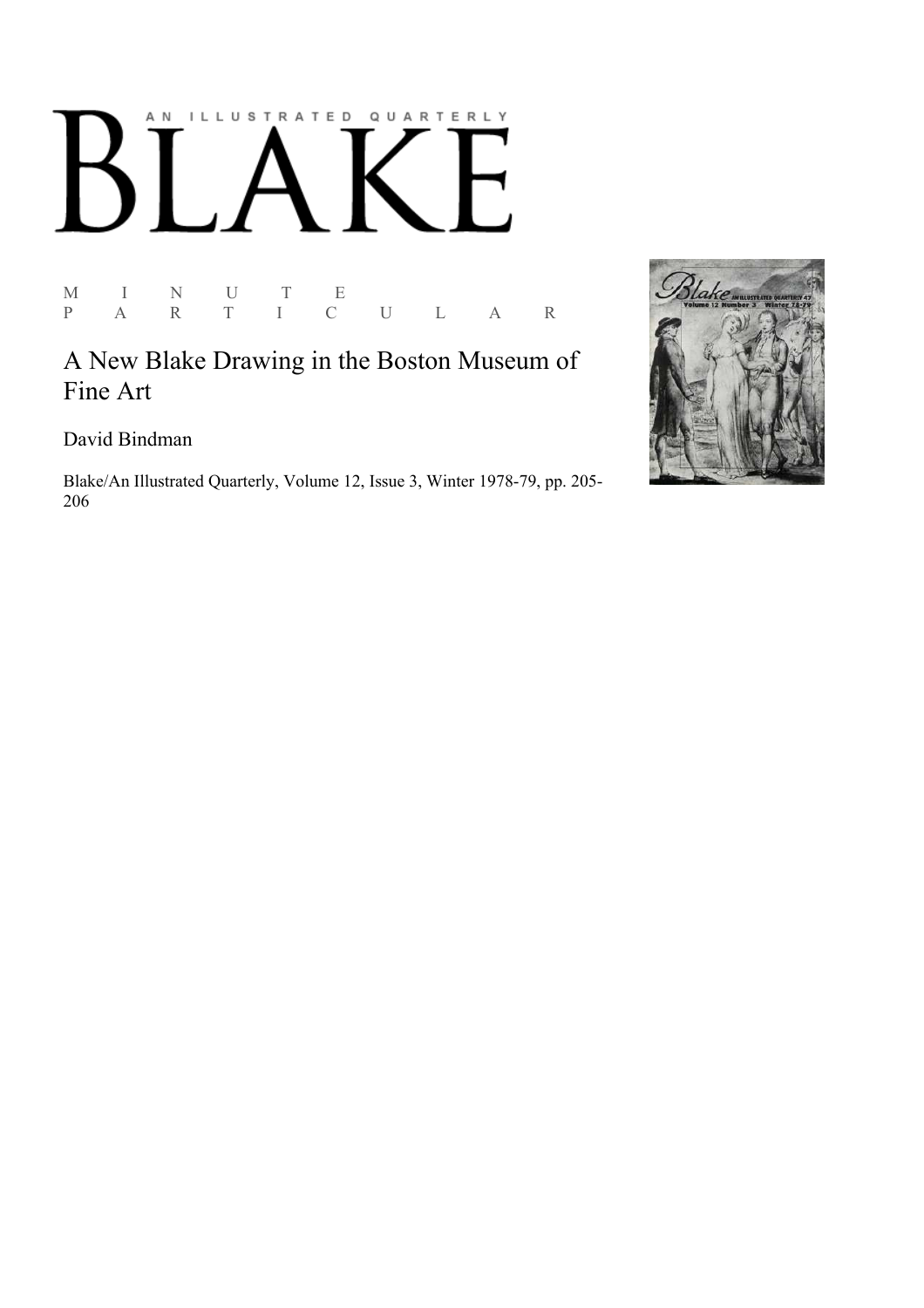AN ILLUSTRATED QUARTERLY

# BLAKE

M I N U T E
P A R T I C U L A R

## A New Blake Drawing in the Boston Museum of Fine Art

David Bindman

Blake/An Illustrated Quarterly, Volume 12, Issue 3, Winter 1978-79, pp. 205-206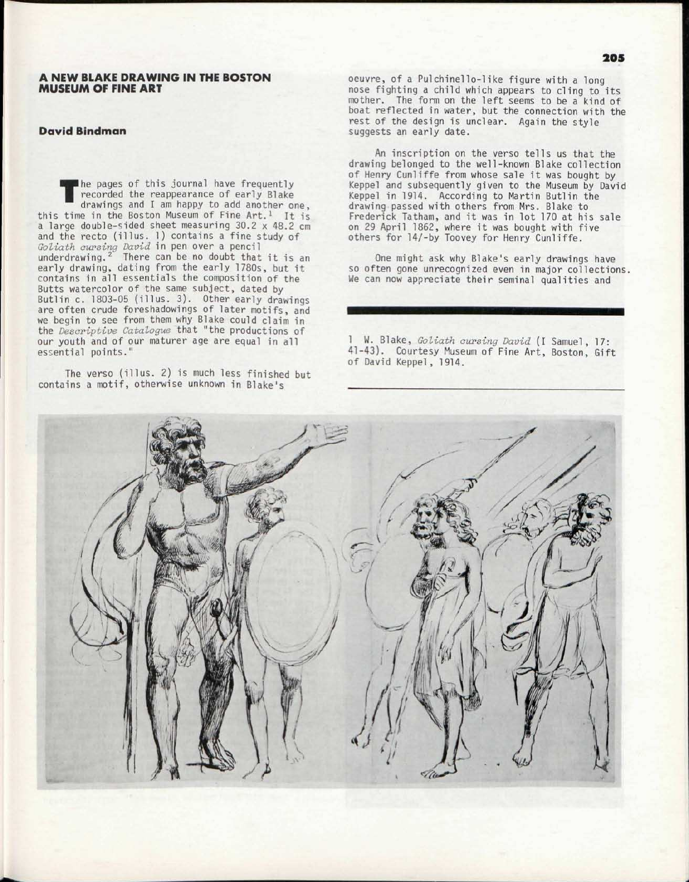## A NEW BLAKE DRAWING IN THE BOSTON MUSEUM OF FINE ART

### David Bindman

The pages of this journal have frequently recorded the reappearance of early Blake drawings and I am happy to add another one, this time in the Boston Museum of Fine Art.[1] It is a large double-sided sheet measuring 30.2 x 48.2 cm and the recto (illus. 1) contains a fine study of *Goliath cursing David* in pen over a pencil underdrawing.[2] There can be no doubt that it is an early drawing, dating from the early 1780s, but it contains in all essentials the composition of the Butts watercolor of the same subject, dated by Butlin c. 1803-05 (illus. 3). Other early drawings are often crude foreshadowings of later motifs, and we begin to see from them why Blake could claim in the *Descriptive Catalogue* that "the productions of our youth and of our maturer age are equal in all essential points."

The verso (illus. 2) is much less finished but contains a motif, otherwise unknown in Blake's oeuvre, of a Pulchinello-like figure with a long nose fighting a child which appears to cling to its mother. The form on the left seems to be a kind of boat reflected in water, but the connection with the rest of the design is unclear. Again the style suggests an early date.

An inscription on the verso tells us that the drawing belonged to the well-known Blake collection of Henry Cunliffe from whose sale it was bought by Keppel and subsequently given to the Museum by David Keppel in 1914. According to Martin Butlin the drawing passed with others from Mrs. Blake to Frederick Tatham, and it was in lot 170 at his sale on 29 April 1862, where it was bought with five others for 14/-by Toovey for Henry Cunliffe.

One might ask why Blake's early drawings have so often gone unrecognized even in major collections. We can now appreciate their seminal qualities and

1 W. Blake, *Goliath cursing David* (I Samuel, 17: 41-43). Courtesy Museum of Fine Art, Boston, Gift of David Keppel, 1914.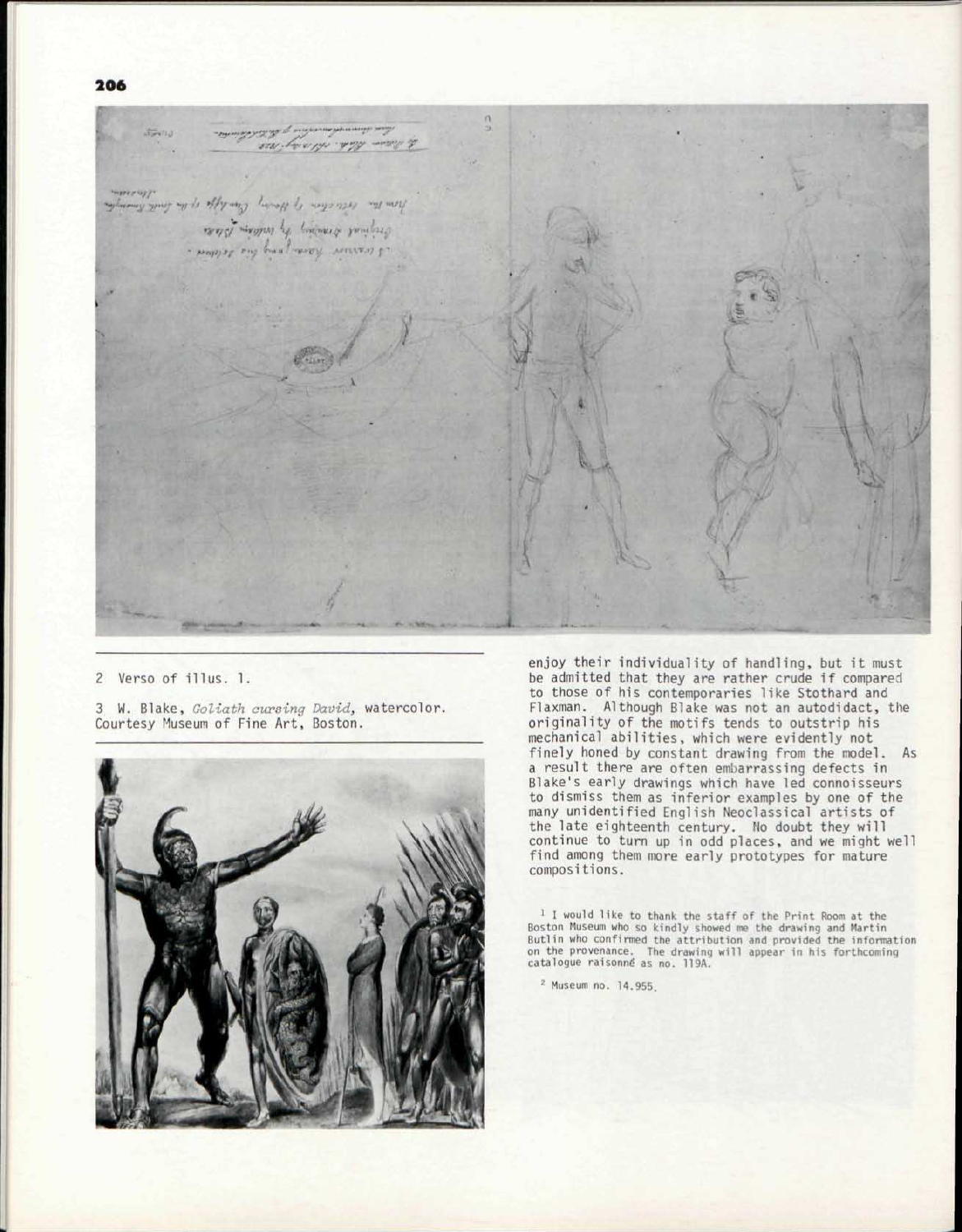2 Verso of illus. 1.

3 W. Blake, *Goliath cursing David*, watercolor. Courtesy Museum of Fine Art, Boston.

enjoy their individuality of handling, but it must be admitted that they are rather crude if compared to those of his contemporaries like Stothard and Flaxman. Although Blake was not an autodidact, the originality of the motifs tends to outstrip his mechanical abilities, which were evidently not finely honed by constant drawing from the model. As a result there are often embarrassing defects in Blake's early drawings which have led connoisseurs to dismiss them as inferior examples by one of the many unidentified English Neoclassical artists of the late eighteenth century. No doubt they will continue to turn up in odd places, and we might well find among them more early prototypes for mature compositions.

[1] I would like to thank the staff of the Print Room at the Boston Museum who so kindly showed me the drawing and Martin Butlin who confirmed the attribution and provided the information on the provenance. The drawing will appear in his forthcoming catalogue raisonné as no. 119A.

[2] Museum no. 14.955.